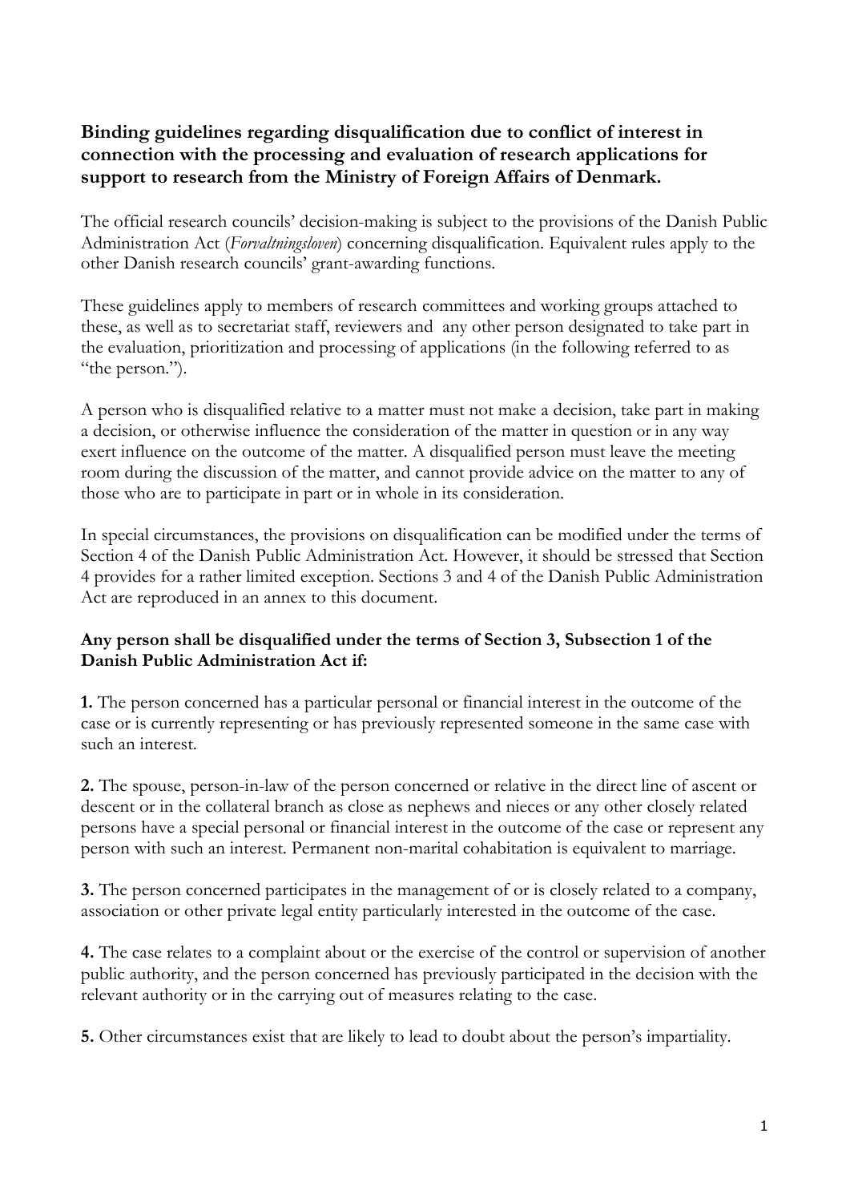**Binding guidelines regarding disqualification due to conflict of interest in connection with the processing and evaluation of research applications for support to research from the Ministry of Foreign Affairs of Denmark.**

The official research councils' decision-making is subject to the provisions of the Danish Public Administration Act (*Forvaltningsloven*) concerning disqualification. Equivalent rules apply to the other Danish research councils' grant-awarding functions.

These guidelines apply to members of research committees and working groups attached to these, as well as to secretariat staff, reviewers and any other person designated to take part in the evaluation, prioritization and processing of applications (in the following referred to as "the person.").

A person who is disqualified relative to a matter must not make a decision, take part in making a decision, or otherwise influence the consideration of the matter in question or in any way exert influence on the outcome of the matter. A disqualified person must leave the meeting room during the discussion of the matter, and cannot provide advice on the matter to any of those who are to participate in part or in whole in its consideration.

In special circumstances, the provisions on disqualification can be modified under the terms of Section 4 of the Danish Public Administration Act. However, it should be stressed that Section 4 provides for a rather limited exception. Sections 3 and 4 of the Danish Public Administration Act are reproduced in an annex to this document.

**Any person shall be disqualified under the terms of Section 3, Subsection 1 of the Danish Public Administration Act if:**

**1.** The person concerned has a particular personal or financial interest in the outcome of the case or is currently representing or has previously represented someone in the same case with such an interest.

**2.** The spouse, person-in-law of the person concerned or relative in the direct line of ascent or descent or in the collateral branch as close as nephews and nieces or any other closely related persons have a special personal or financial interest in the outcome of the case or represent any person with such an interest. Permanent non-marital cohabitation is equivalent to marriage.

**3.** The person concerned participates in the management of or is closely related to a company, association or other private legal entity particularly interested in the outcome of the case.

**4.** The case relates to a complaint about or the exercise of the control or supervision of another public authority, and the person concerned has previously participated in the decision with the relevant authority or in the carrying out of measures relating to the case.

**5.** Other circumstances exist that are likely to lead to doubt about the person's impartiality.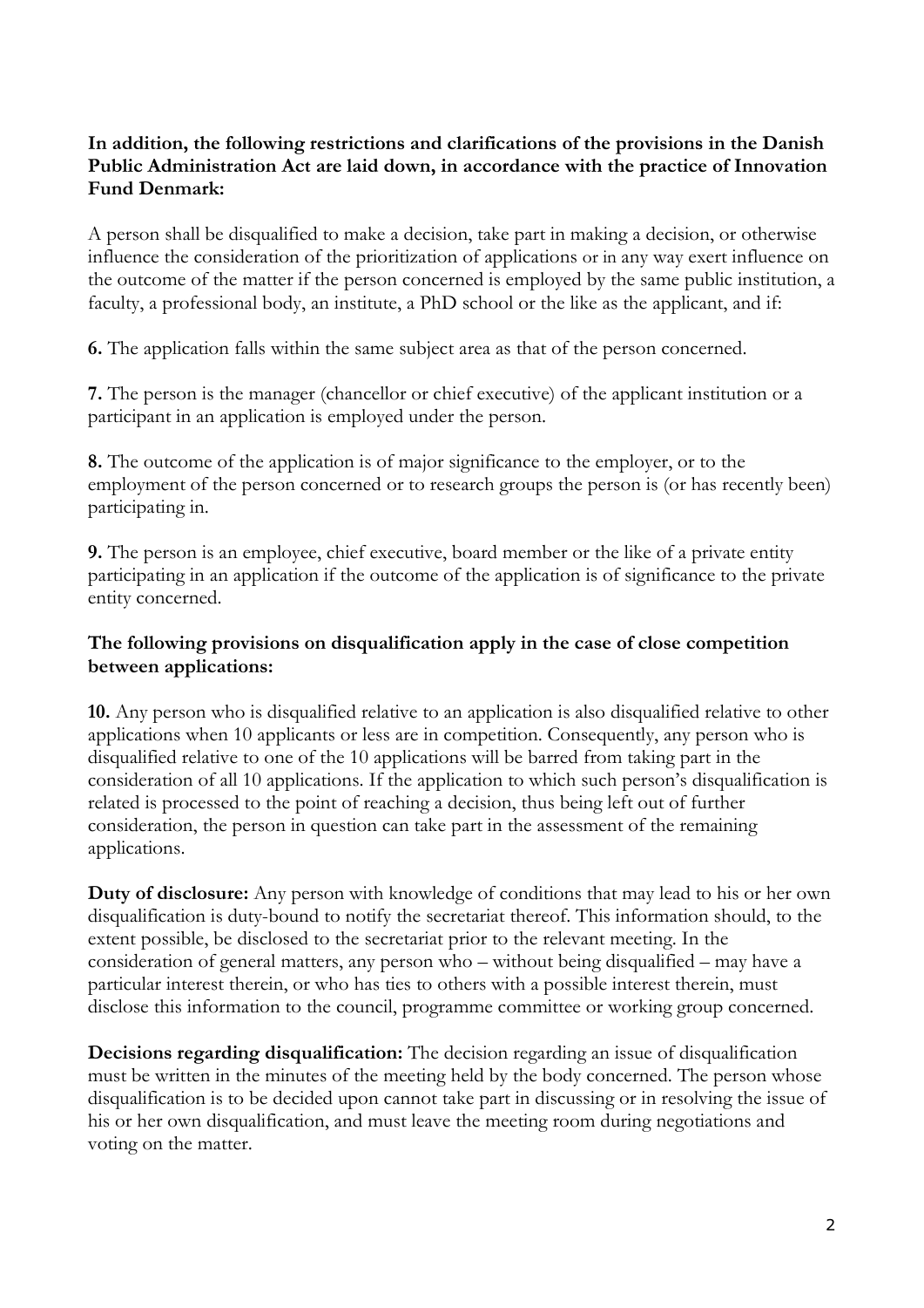**In addition, the following restrictions and clarifications of the provisions in the Danish Public Administration Act are laid down, in accordance with the practice of Innovation Fund Denmark:**

A person shall be disqualified to make a decision, take part in making a decision, or otherwise influence the consideration of the prioritization of applications or in any way exert influence on the outcome of the matter if the person concerned is employed by the same public institution, a faculty, a professional body, an institute, a PhD school or the like as the applicant, and if:

**6.** The application falls within the same subject area as that of the person concerned.

**7.** The person is the manager (chancellor or chief executive) of the applicant institution or a participant in an application is employed under the person.

**8.** The outcome of the application is of major significance to the employer, or to the employment of the person concerned or to research groups the person is (or has recently been) participating in.

**9.** The person is an employee, chief executive, board member or the like of a private entity participating in an application if the outcome of the application is of significance to the private entity concerned.

**The following provisions on disqualification apply in the case of close competition between applications:**

**10.** Any person who is disqualified relative to an application is also disqualified relative to other applications when 10 applicants or less are in competition. Consequently, any person who is disqualified relative to one of the 10 applications will be barred from taking part in the consideration of all 10 applications. If the application to which such person's disqualification is related is processed to the point of reaching a decision, thus being left out of further consideration, the person in question can take part in the assessment of the remaining applications.

**Duty of disclosure:** Any person with knowledge of conditions that may lead to his or her own disqualification is duty-bound to notify the secretariat thereof. This information should, to the extent possible, be disclosed to the secretariat prior to the relevant meeting. In the consideration of general matters, any person who – without being disqualified – may have a particular interest therein, or who has ties to others with a possible interest therein, must disclose this information to the council, programme committee or working group concerned.

**Decisions regarding disqualification:** The decision regarding an issue of disqualification must be written in the minutes of the meeting held by the body concerned. The person whose disqualification is to be decided upon cannot take part in discussing or in resolving the issue of his or her own disqualification, and must leave the meeting room during negotiations and voting on the matter.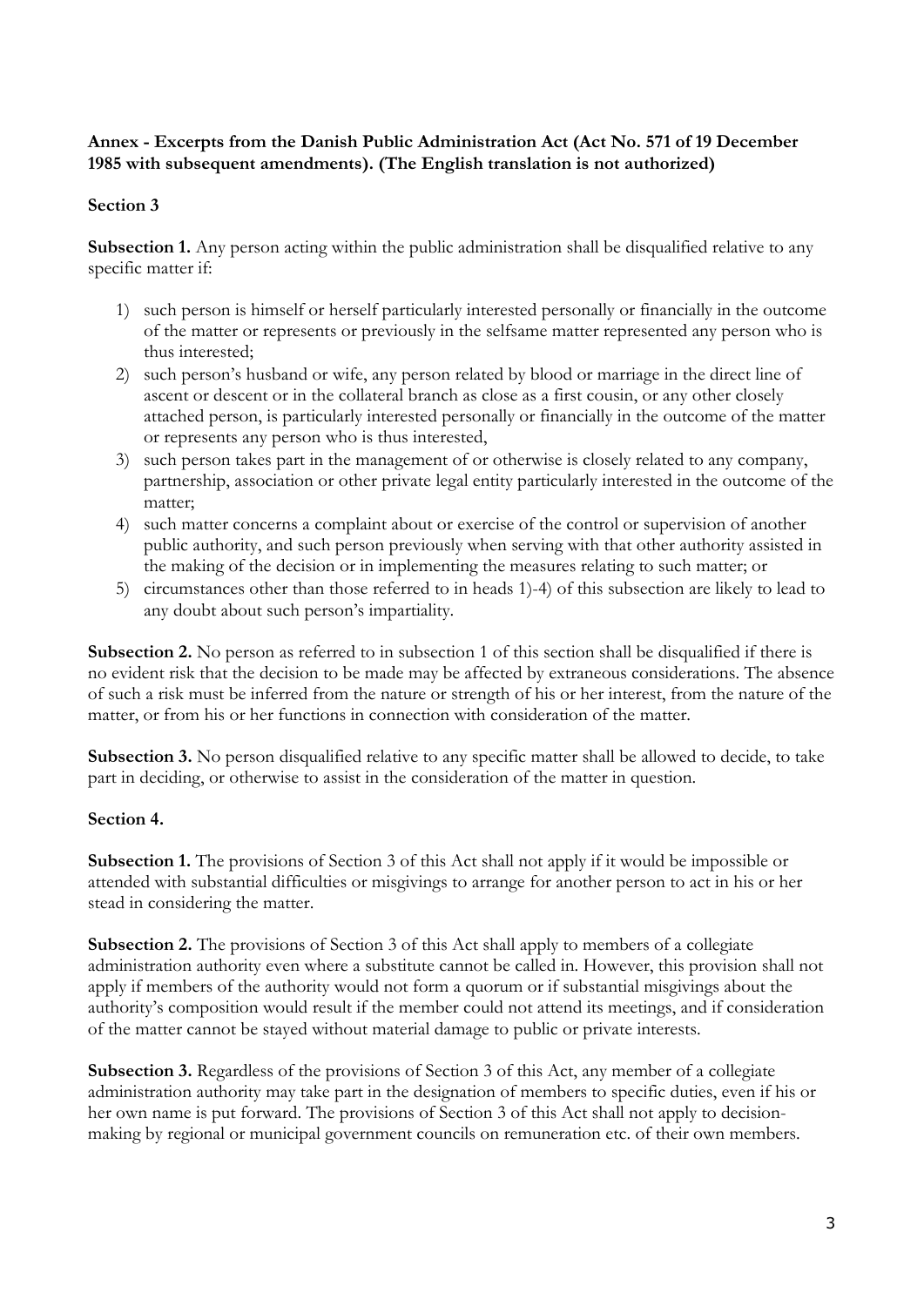**Annex - Excerpts from the Danish Public Administration Act (Act No. 571 of 19 December 1985 with subsequent amendments). (The English translation is not authorized)**

**Section 3**

**Subsection 1.** Any person acting within the public administration shall be disqualified relative to any specific matter if:

1) such person is himself or herself particularly interested personally or financially in the outcome of the matter or represents or previously in the selfsame matter represented any person who is thus interested;
2) such person's husband or wife, any person related by blood or marriage in the direct line of ascent or descent or in the collateral branch as close as a first cousin, or any other closely attached person, is particularly interested personally or financially in the outcome of the matter or represents any person who is thus interested,
3) such person takes part in the management of or otherwise is closely related to any company, partnership, association or other private legal entity particularly interested in the outcome of the matter;
4) such matter concerns a complaint about or exercise of the control or supervision of another public authority, and such person previously when serving with that other authority assisted in the making of the decision or in implementing the measures relating to such matter; or
5) circumstances other than those referred to in heads 1)-4) of this subsection are likely to lead to any doubt about such person's impartiality.

**Subsection 2.** No person as referred to in subsection 1 of this section shall be disqualified if there is no evident risk that the decision to be made may be affected by extraneous considerations. The absence of such a risk must be inferred from the nature or strength of his or her interest, from the nature of the matter, or from his or her functions in connection with consideration of the matter.

**Subsection 3.** No person disqualified relative to any specific matter shall be allowed to decide, to take part in deciding, or otherwise to assist in the consideration of the matter in question.

**Section 4.**

**Subsection 1.** The provisions of Section 3 of this Act shall not apply if it would be impossible or attended with substantial difficulties or misgivings to arrange for another person to act in his or her stead in considering the matter.

**Subsection 2.** The provisions of Section 3 of this Act shall apply to members of a collegiate administration authority even where a substitute cannot be called in. However, this provision shall not apply if members of the authority would not form a quorum or if substantial misgivings about the authority's composition would result if the member could not attend its meetings, and if consideration of the matter cannot be stayed without material damage to public or private interests.

**Subsection 3.** Regardless of the provisions of Section 3 of this Act, any member of a collegiate administration authority may take part in the designation of members to specific duties, even if his or her own name is put forward. The provisions of Section 3 of this Act shall not apply to decision-making by regional or municipal government councils on remuneration etc. of their own members.